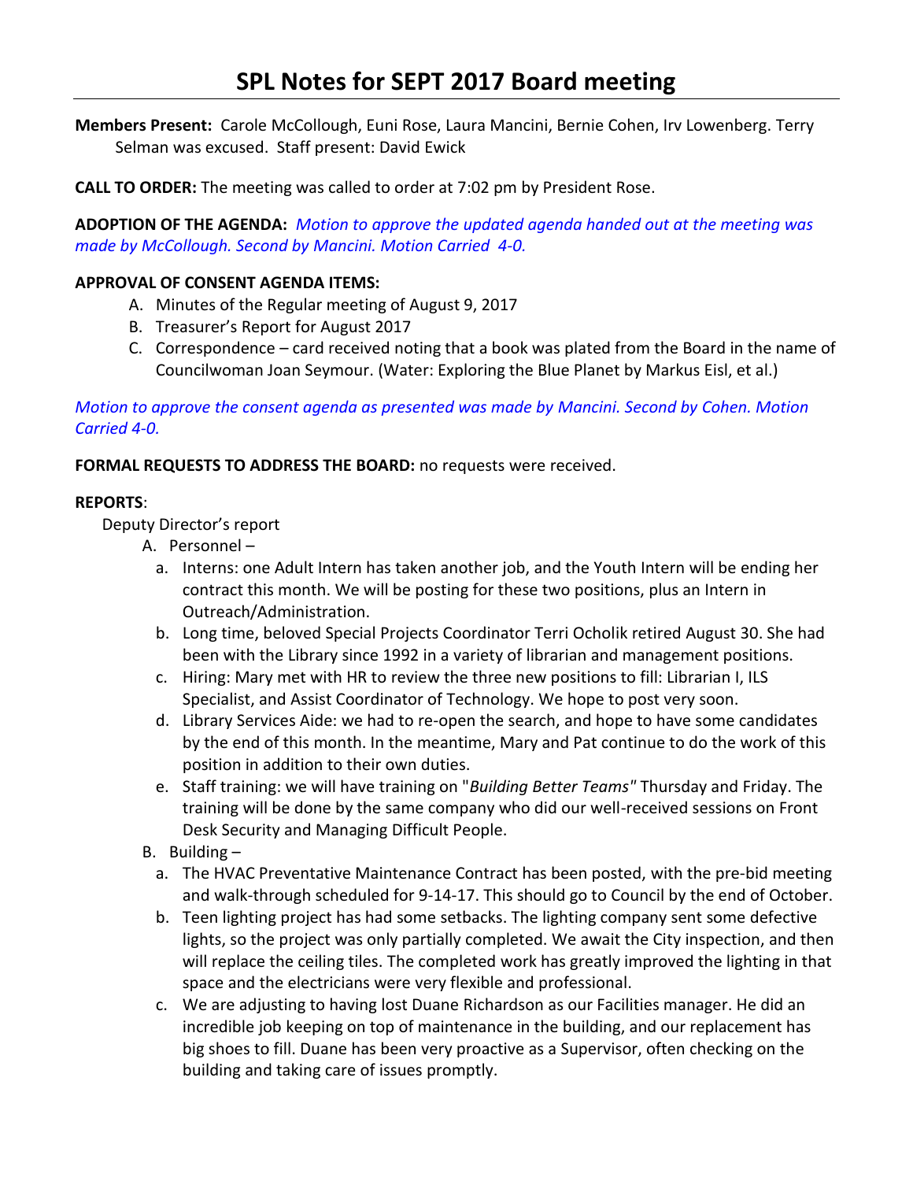# SPL Notes for SEPT 2017 Board meeting

**Members Present:** Carole McCollough, Euni Rose, Laura Mancini, Bernie Cohen, Irv Lowenberg. Terry Selman was excused. Staff present: David Ewick

**CALL TO ORDER:** The meeting was called to order at 7:02 pm by President Rose.

**ADOPTION OF THE AGENDA:** *Motion to approve the updated agenda handed out at the meeting was made by McCollough. Second by Mancini. Motion Carried 4-0.*

**APPROVAL OF CONSENT AGENDA ITEMS:**

A. Minutes of the Regular meeting of August 9, 2017
B. Treasurer's Report for August 2017
C. Correspondence – card received noting that a book was plated from the Board in the name of Councilwoman Joan Seymour. (Water: Exploring the Blue Planet by Markus Eisl, et al.)

*Motion to approve the consent agenda as presented was made by Mancini. Second by Cohen. Motion Carried 4-0.*

**FORMAL REQUESTS TO ADDRESS THE BOARD:** no requests were received.

**REPORTS**:

Deputy Director's report

A. Personnel –
   a. Interns: one Adult Intern has taken another job, and the Youth Intern will be ending her contract this month. We will be posting for these two positions, plus an Intern in Outreach/Administration.
   b. Long time, beloved Special Projects Coordinator Terri Ocholik retired August 30. She had been with the Library since 1992 in a variety of librarian and management positions.
   c. Hiring: Mary met with HR to review the three new positions to fill: Librarian I, ILS Specialist, and Assist Coordinator of Technology. We hope to post very soon.
   d. Library Services Aide: we had to re-open the search, and hope to have some candidates by the end of this month. In the meantime, Mary and Pat continue to do the work of this position in addition to their own duties.
   e. Staff training: we will have training on "*Building Better Teams"* Thursday and Friday. The training will be done by the same company who did our well-received sessions on Front Desk Security and Managing Difficult People.

B. Building –
   a. The HVAC Preventative Maintenance Contract has been posted, with the pre-bid meeting and walk-through scheduled for 9-14-17. This should go to Council by the end of October.
   b. Teen lighting project has had some setbacks. The lighting company sent some defective lights, so the project was only partially completed. We await the City inspection, and then will replace the ceiling tiles. The completed work has greatly improved the lighting in that space and the electricians were very flexible and professional.
   c. We are adjusting to having lost Duane Richardson as our Facilities manager. He did an incredible job keeping on top of maintenance in the building, and our replacement has big shoes to fill. Duane has been very proactive as a Supervisor, often checking on the building and taking care of issues promptly.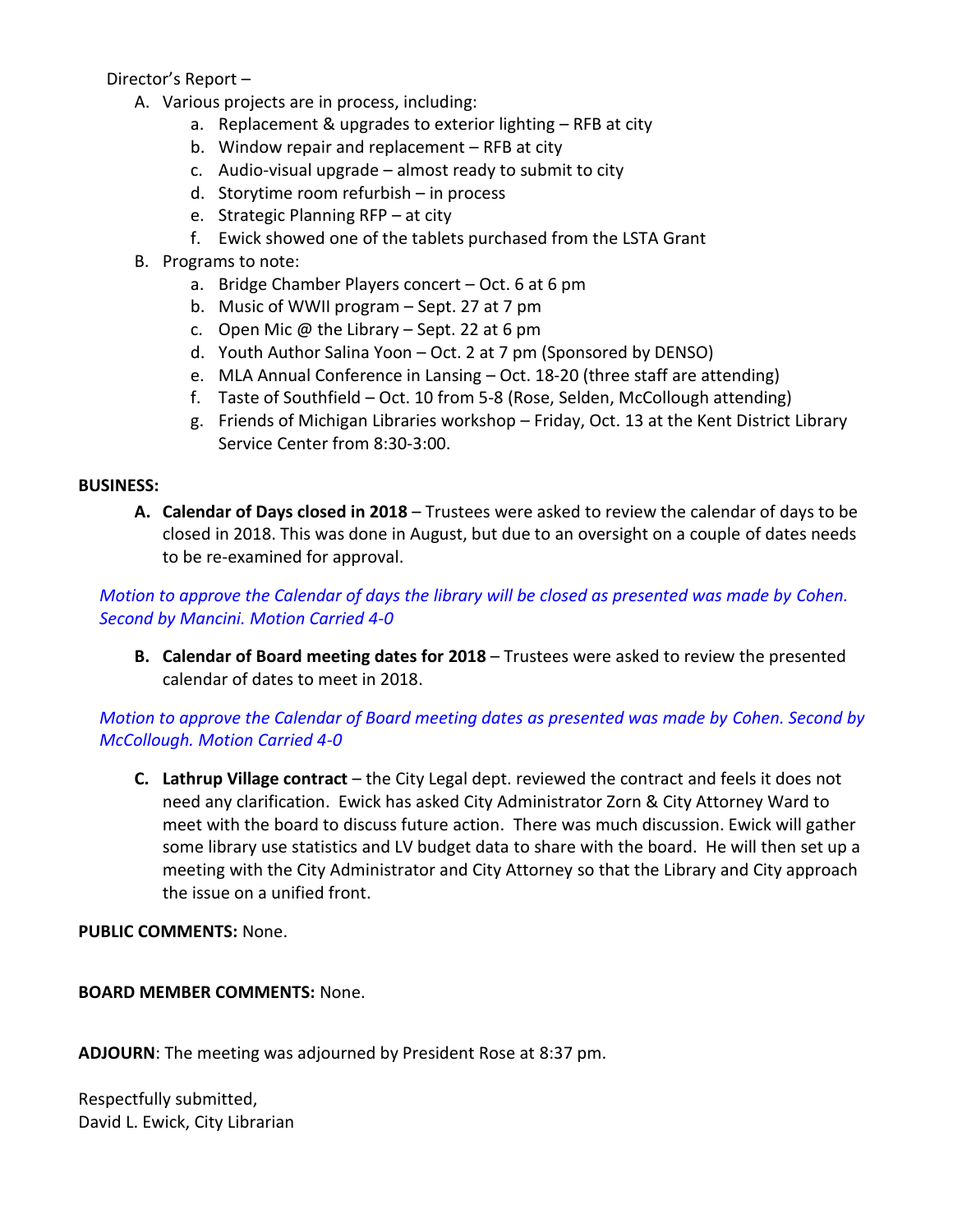Director's Report –

A. Various projects are in process, including:
   a. Replacement & upgrades to exterior lighting – RFB at city
   b. Window repair and replacement – RFB at city
   c. Audio-visual upgrade – almost ready to submit to city
   d. Storytime room refurbish – in process
   e. Strategic Planning RFP – at city
   f. Ewick showed one of the tablets purchased from the LSTA Grant
B. Programs to note:
   a. Bridge Chamber Players concert – Oct. 6 at 6 pm
   b. Music of WWII program – Sept. 27 at 7 pm
   c. Open Mic @ the Library – Sept. 22 at 6 pm
   d. Youth Author Salina Yoon – Oct. 2 at 7 pm (Sponsored by DENSO)
   e. MLA Annual Conference in Lansing – Oct. 18-20 (three staff are attending)
   f. Taste of Southfield – Oct. 10 from 5-8 (Rose, Selden, McCollough attending)
   g. Friends of Michigan Libraries workshop – Friday, Oct. 13 at the Kent District Library Service Center from 8:30-3:00.

**BUSINESS:**

A. **Calendar of Days closed in 2018** – Trustees were asked to review the calendar of days to be closed in 2018. This was done in August, but due to an oversight on a couple of dates needs to be re-examined for approval.

*Motion to approve the Calendar of days the library will be closed as presented was made by Cohen. Second by Mancini. Motion Carried 4-0*

B. **Calendar of Board meeting dates for 2018** – Trustees were asked to review the presented calendar of dates to meet in 2018.

*Motion to approve the Calendar of Board meeting dates as presented was made by Cohen. Second by McCollough. Motion Carried 4-0*

C. **Lathrup Village contract** – the City Legal dept. reviewed the contract and feels it does not need any clarification. Ewick has asked City Administrator Zorn & City Attorney Ward to meet with the board to discuss future action. There was much discussion. Ewick will gather some library use statistics and LV budget data to share with the board. He will then set up a meeting with the City Administrator and City Attorney so that the Library and City approach the issue on a unified front.

**PUBLIC COMMENTS:** None.

**BOARD MEMBER COMMENTS:** None.

**ADJOURN**: The meeting was adjourned by President Rose at 8:37 pm.

Respectfully submitted,
David L. Ewick, City Librarian